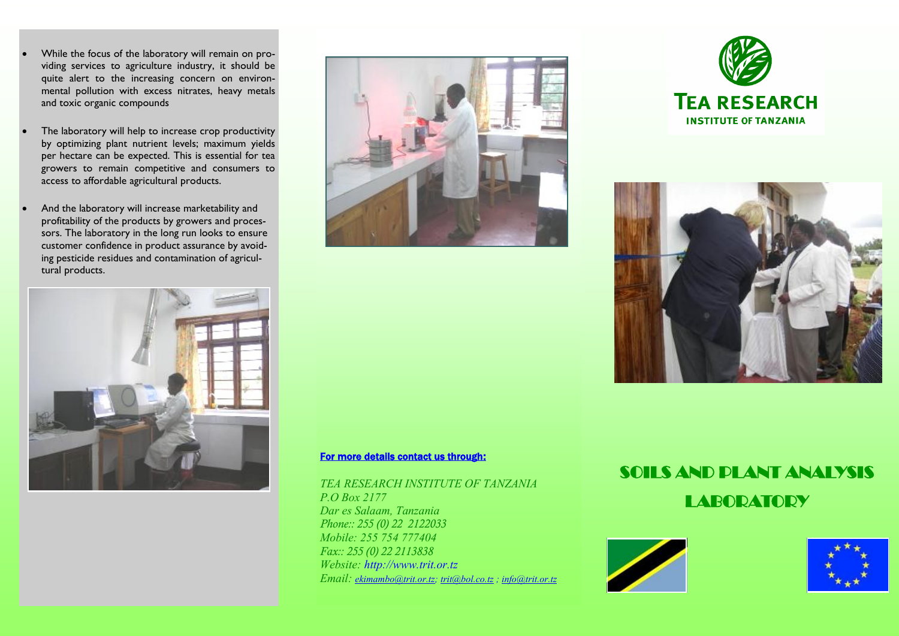- While the focus of the laboratory will remain on providing services to agriculture industry, it should be quite alert to the increasing concern on environmental pollution with excess nitrates, heavy metals and toxic organic compounds
- The laboratory will help to increase crop productivity by optimizing plant nutrient levels; maximum yields per hectare can be expected. This is essential for tea growers to remain competitive and consumers to access to affordable agricultural products.
- And the laboratory will increase marketability and profitability of the products by growers and processors. The laboratory in the long run looks to ensure customer confidence in product assurance by avoiding pesticide residues and contamination of agricultural products.

**For more details contact us through:**

*TEA RESEARCH INSTITUTE OF TANZANIA*
*P.O Box 2177*
*Dar es Salaam, Tanzania*
*Phone:: 255 (0) 22 2122033*
*Mobile: 255 754 777404*
*Fax:: 255 (0) 22 2113838*
*Website: http://www.trit.or.tz*
*Email: ekimambo@trit.or.tz; trit@bol.co.tz ; info@trit.or.tz*

**TEA RESEARCH**
**INSTITUTE OF TANZANIA**

# SOILS AND PLANT ANALYSIS LABORATORY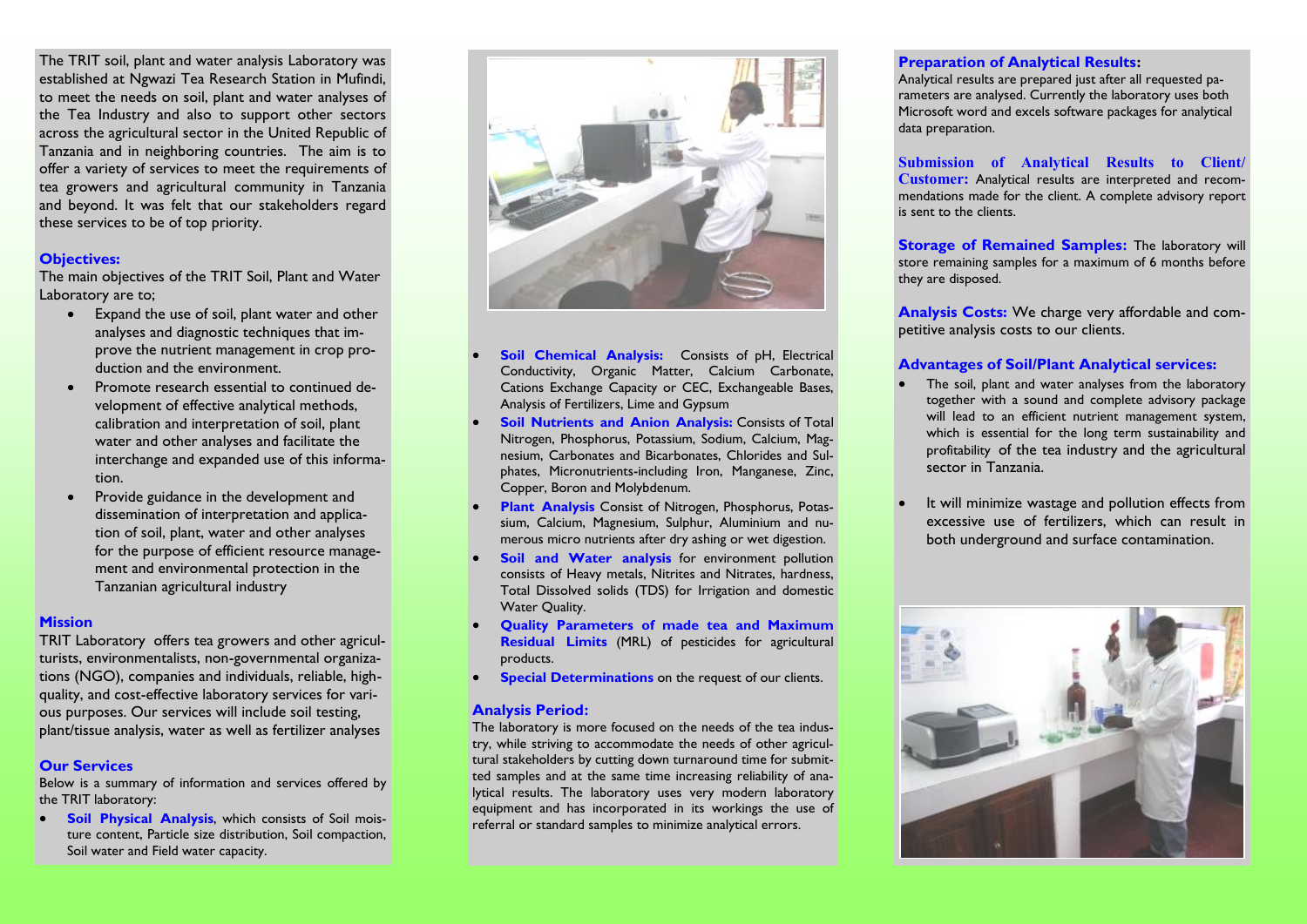The TRIT soil, plant and water analysis Laboratory was established at Ngwazi Tea Research Station in Mufindi, to meet the needs on soil, plant and water analyses of the Tea Industry and also to support other sectors across the agricultural sector in the United Republic of Tanzania and in neighboring countries. The aim is to offer a variety of services to meet the requirements of tea growers and agricultural community in Tanzania and beyond. It was felt that our stakeholders regard these services to be of top priority.

### Objectives:

The main objectives of the TRIT Soil, Plant and Water Laboratory are to;

- Expand the use of soil, plant water and other analyses and diagnostic techniques that improve the nutrient management in crop production and the environment.
- Promote research essential to continued development of effective analytical methods, calibration and interpretation of soil, plant water and other analyses and facilitate the interchange and expanded use of this information.
- Provide guidance in the development and dissemination of interpretation and application of soil, plant, water and other analyses for the purpose of efficient resource management and environmental protection in the Tanzanian agricultural industry

### Mission

TRIT Laboratory offers tea growers and other agriculturists, environmentalists, non-governmental organizations (NGO), companies and individuals, reliable, high-quality, and cost-effective laboratory services for various purposes. Our services will include soil testing, plant/tissue analysis, water as well as fertilizer analyses

### Our Services

Below is a summary of information and services offered by the TRIT laboratory:

- **Soil Physical Analysis**, which consists of Soil moisture content, Particle size distribution, Soil compaction, Soil water and Field water capacity.
- **Soil Chemical Analysis:** Consists of pH, Electrical Conductivity, Organic Matter, Calcium Carbonate, Cations Exchange Capacity or CEC, Exchangeable Bases, Analysis of Fertilizers, Lime and Gypsum
- **Soil Nutrients and Anion Analysis:** Consists of Total Nitrogen, Phosphorus, Potassium, Sodium, Calcium, Magnesium, Carbonates and Bicarbonates, Chlorides and Sulphates, Micronutrients-including Iron, Manganese, Zinc, Copper, Boron and Molybdenum.
- **Plant Analysis** Consist of Nitrogen, Phosphorus, Potassium, Calcium, Magnesium, Sulphur, Aluminium and numerous micro nutrients after dry ashing or wet digestion.
- **Soil and Water analysis** for environment pollution consists of Heavy metals, Nitrites and Nitrates, hardness, Total Dissolved solids (TDS) for Irrigation and domestic Water Quality.
- **Quality Parameters of made tea and Maximum Residual Limits** (MRL) of pesticides for agricultural products.
- **Special Determinations** on the request of our clients.

### Analysis Period:

The laboratory is more focused on the needs of the tea industry, while striving to accommodate the needs of other agricultural stakeholders by cutting down turnaround time for submitted samples and at the same time increasing reliability of analytical results. The laboratory uses very modern laboratory equipment and has incorporated in its workings the use of referral or standard samples to minimize analytical errors.

**Preparation of Analytical Results:**
Analytical results are prepared just after all requested parameters are analysed. Currently the laboratory uses both Microsoft word and excels software packages for analytical data preparation.

**Submission of Analytical Results to Client/ Customer:** Analytical results are interpreted and recommendations made for the client. A complete advisory report is sent to the clients.

**Storage of Remained Samples:** The laboratory will store remaining samples for a maximum of 6 months before they are disposed.

**Analysis Costs:** We charge very affordable and competitive analysis costs to our clients.

### Advantages of Soil/Plant Analytical services:

- The soil, plant and water analyses from the laboratory together with a sound and complete advisory package will lead to an efficient nutrient management system, which is essential for the long term sustainability and profitability of the tea industry and the agricultural sector in Tanzania.
- It will minimize wastage and pollution effects from excessive use of fertilizers, which can result in both underground and surface contamination.